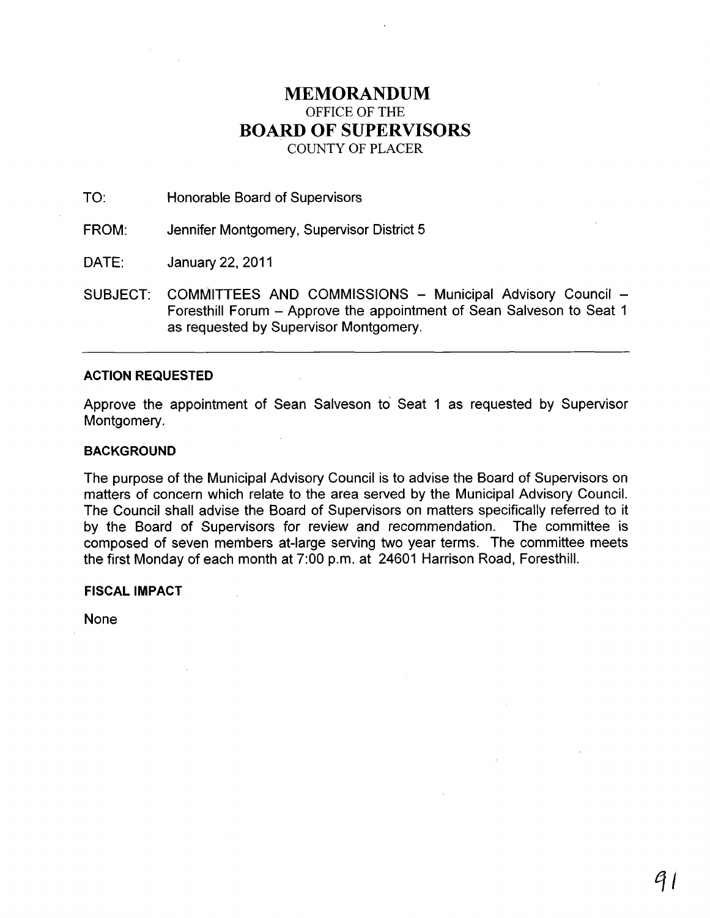# MEMORANDUM

OFFICE OF THE

# BOARD OF SUPERVISORS

COUNTY OF PLACER

TO: Honorable Board of Supervisors

FROM: Jennifer Montgomery, Supervisor District 5

DATE: January 22, 2011

SUBJECT: COMMITTEES AND COMMISSIONS – Municipal Advisory Council – Foresthill Forum – Approve the appointment of Sean Salveson to Seat 1 as requested by Supervisor Montgomery.

---

**ACTION REQUESTED**

Approve the appointment of Sean Salveson to Seat 1 as requested by Supervisor Montgomery.

**BACKGROUND**

The purpose of the Municipal Advisory Council is to advise the Board of Supervisors on matters of concern which relate to the area served by the Municipal Advisory Council. The Council shall advise the Board of Supervisors on matters specifically referred to it by the Board of Supervisors for review and recommendation. The committee is composed of seven members at-large serving two year terms. The committee meets the first Monday of each month at 7:00 p.m. at 24601 Harrison Road, Foresthill.

**FISCAL IMPACT**

None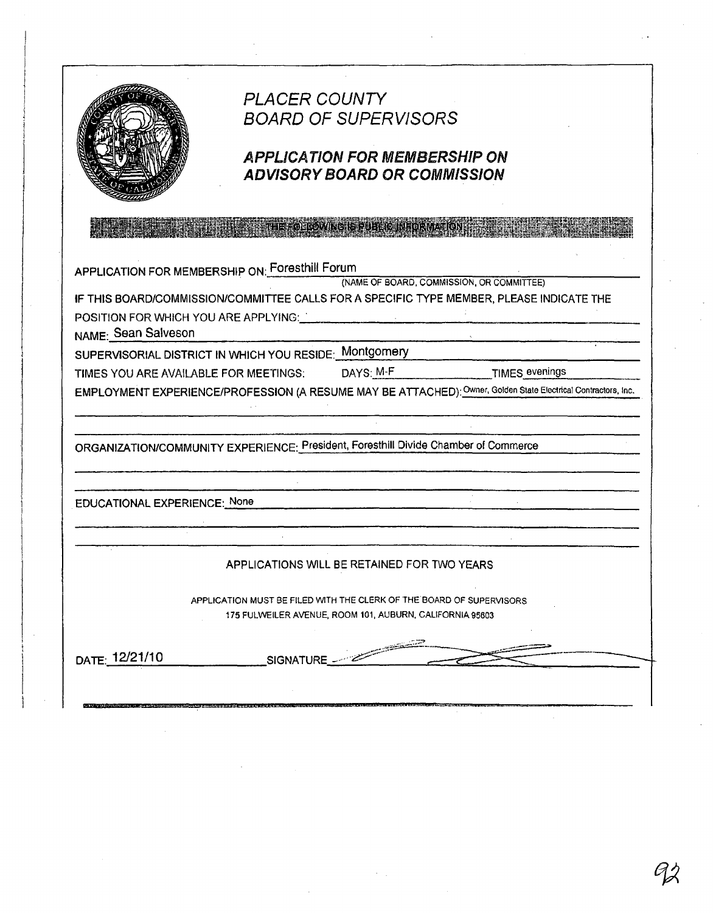# PLACER COUNTY
# BOARD OF SUPERVISORS

## APPLICATION FOR MEMBERSHIP ON ADVISORY BOARD OR COMMISSION

THE FOLLOWING IS PUBLIC INFORMATION

APPLICATION FOR MEMBERSHIP ON: Foresthill Forum
(NAME OF BOARD, COMMISSION, OR COMMITTEE)

IF THIS BOARD/COMMISSION/COMMITTEE CALLS FOR A SPECIFIC TYPE MEMBER, PLEASE INDICATE THE POSITION FOR WHICH YOU ARE APPLYING:

NAME: Sean Salveson

SUPERVISORIAL DISTRICT IN WHICH YOU RESIDE: Montgomery

TIMES YOU ARE AVAILABLE FOR MEETINGS: DAYS: M-F TIMES evenings

EMPLOYMENT EXPERIENCE/PROFESSION (A RESUME MAY BE ATTACHED): Owner, Golden State Electrical Contractors, Inc.

ORGANIZATION/COMMUNITY EXPERIENCE: President, Foresthill Divide Chamber of Commerce

EDUCATIONAL EXPERIENCE: None

APPLICATIONS WILL BE RETAINED FOR TWO YEARS

APPLICATION MUST BE FILED WITH THE CLERK OF THE BOARD OF SUPERVISORS
175 FULWEILER AVENUE, ROOM 101, AUBURN, CALIFORNIA 95603

DATE: 12/21/10 SIGNATURE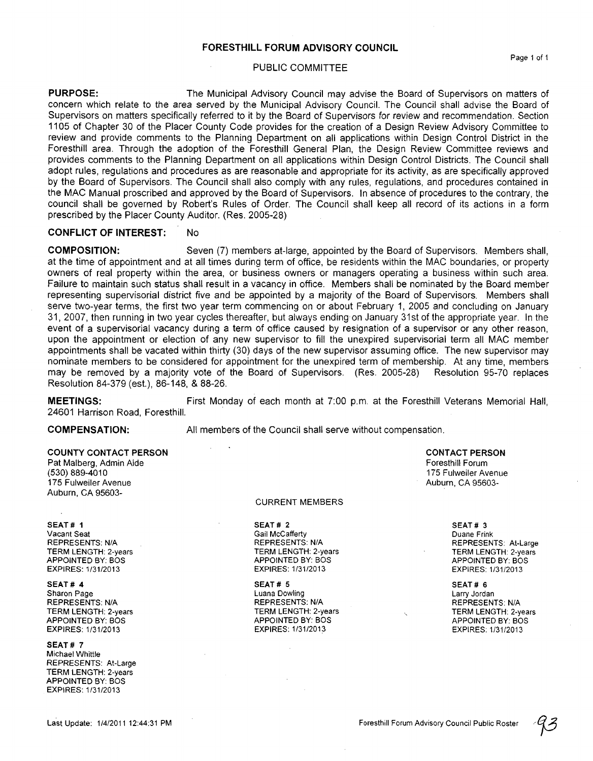# FORESTHILL FORUM ADVISORY COUNCIL

## PUBLIC COMMITTEE

**PURPOSE:** The Municipal Advisory Council may advise the Board of Supervisors on matters of concern which relate to the area served by the Municipal Advisory Council. The Council shall advise the Board of Supervisors on matters specifically referred to it by the Board of Supervisors for review and recommendation. Section 1105 of Chapter 30 of the Placer County Code provides for the creation of a Design Review Advisory Committee to review and provide comments to the Planning Department on all applications within Design Control District in the Foresthill area. Through the adoption of the Foresthill General Plan, the Design Review Committee reviews and provides comments to the Planning Department on all applications within Design Control Districts. The Council shall adopt rules, regulations and procedures as are reasonable and appropriate for its activity, as are specifically approved by the Board of Supervisors. The Council shall also comply with any rules, regulations, and procedures contained in the MAC Manual proscribed and approved by the Board of Supervisors. In absence of procedures to the contrary, the council shall be governed by Robert's Rules of Order. The Council shall keep all record of its actions in a form prescribed by the Placer County Auditor. (Res. 2005-28)

**CONFLICT OF INTEREST:** No

**COMPOSITION:** Seven (7) members at-large, appointed by the Board of Supervisors. Members shall, at the time of appointment and at all times during term of office, be residents within the MAC boundaries, or property owners of real property within the area, or business owners or managers operating a business within such area. Failure to maintain such status shall result in a vacancy in office. Members shall be nominated by the Board member representing supervisorial district five and be appointed by a majority of the Board of Supervisors. Members shall serve two-year terms, the first two year term commencing on or about February 1, 2005 and concluding on January 31, 2007, then running in two year cycles thereafter, but always ending on January 31st of the appropriate year. In the event of a supervisorial vacancy during a term of office caused by resignation of a supervisor or any other reason, upon the appointment or election of any new supervisor to fill the unexpired supervisorial term all MAC member appointments shall be vacated within thirty (30) days of the new supervisor assuming office. The new supervisor may nominate members to be considered for appointment for the unexpired term of membership. At any time, members may be removed by a majority vote of the Board of Supervisors. (Res. 2005-28) Resolution 95-70 replaces Resolution 84-379 (est.), 86-148, & 88-26.

**MEETINGS:** First Monday of each month at 7:00 p.m. at the Foresthill Veterans Memorial Hall, 24601 Harrison Road, Foresthill.

**COMPENSATION:** All members of the Council shall serve without compensation.

**COUNTY CONTACT PERSON**
Pat Malberg, Admin Aide
(530) 889-4010
175 Fulweiler Avenue
Auburn, CA 95603-

**CONTACT PERSON**
Foresthill Forum
175 Fulweiler Avenue
Auburn, CA 95603-

CURRENT MEMBERS

**SEAT # 1**
Vacant Seat
REPRESENTS: N/A
TERM LENGTH: 2-years
APPOINTED BY: BOS
EXPIRES: 1/31/2013

**SEAT # 2**
Gail McCafferty
REPRESENTS: N/A
TERM LENGTH: 2-years
APPOINTED BY: BOS
EXPIRES: 1/31/2013

**SEAT # 3**
Duane Frink
REPRESENTS: At-Large
TERM LENGTH: 2-years
APPOINTED BY: BOS
EXPIRES: 1/31/2013

**SEAT # 4**
Sharon Page
REPRESENTS: N/A
TERM LENGTH: 2-years
APPOINTED BY: BOS
EXPIRES: 1/31/2013

**SEAT # 5**
Luana Dowling
REPRESENTS: N/A
TERM LENGTH: 2-years
APPOINTED BY: BOS
EXPIRES: 1/31/2013

**SEAT # 6**
Larry Jordan
REPRESENTS: N/A
TERM LENGTH: 2-years
APPOINTED BY: BOS
EXPIRES: 1/31/2013

**SEAT # 7**
Michael Whittle
REPRESENTS: At-Large
TERM LENGTH: 2-years
APPOINTED BY: BOS
EXPIRES: 1/31/2013

Last Update: 1/4/2011 12:44:31 PM

Foresthill Forum Advisory Council Public Roster